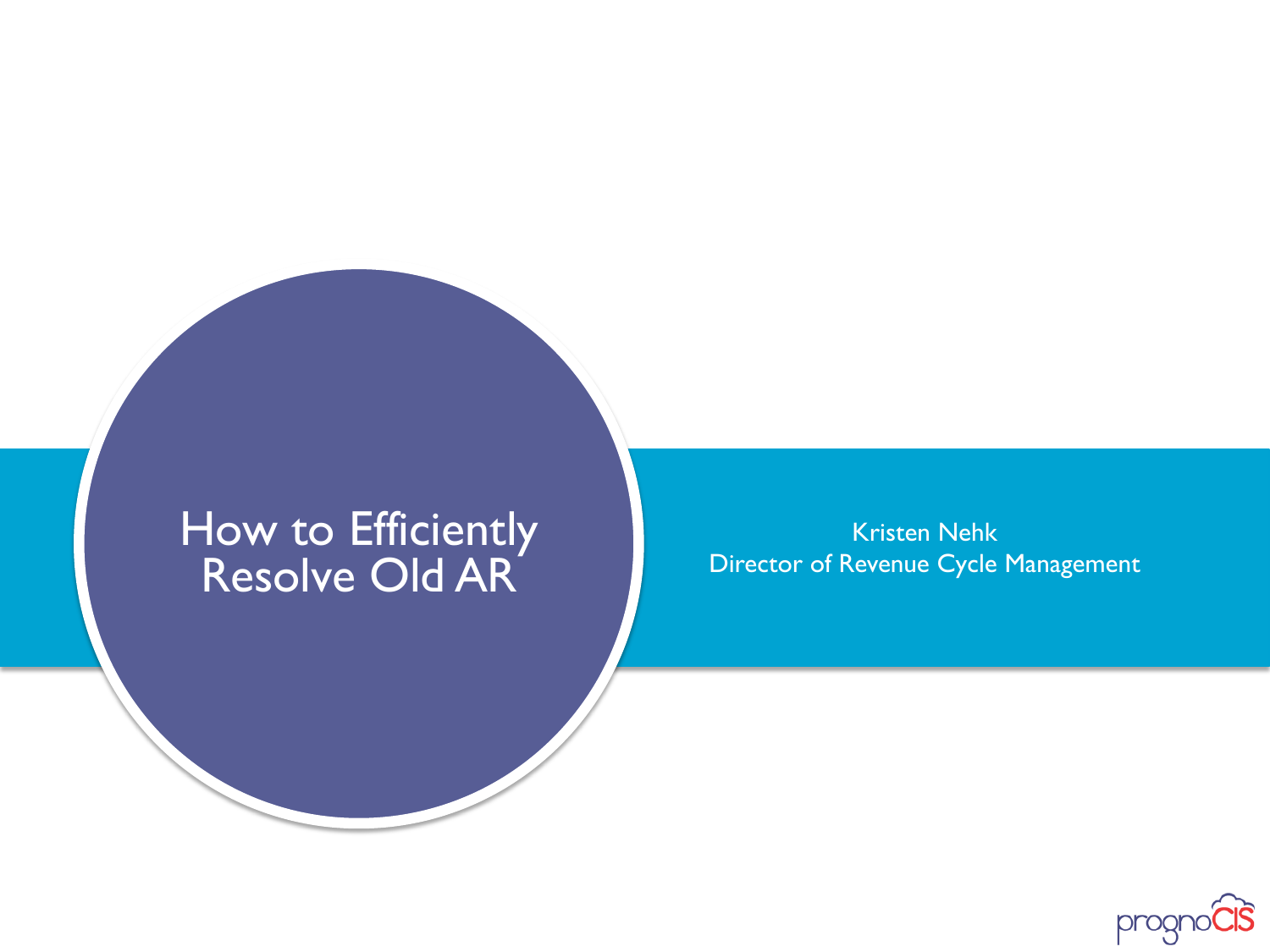# How to Efficiently Resolve Old AR

Kristen Nehk
Director of Revenue Cycle Management

prognoCIS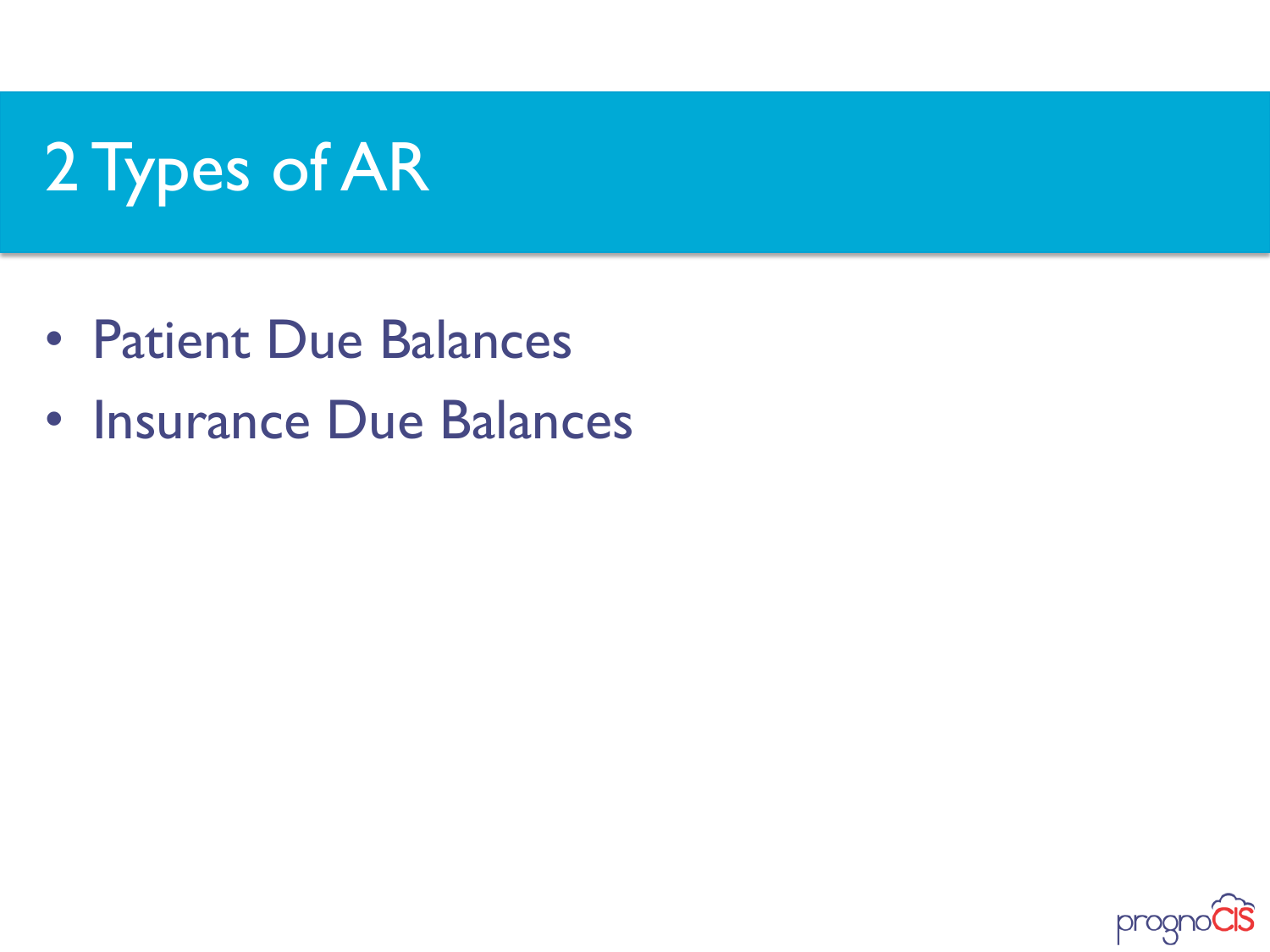# 2 Types of AR

- Patient Due Balances
- Insurance Due Balances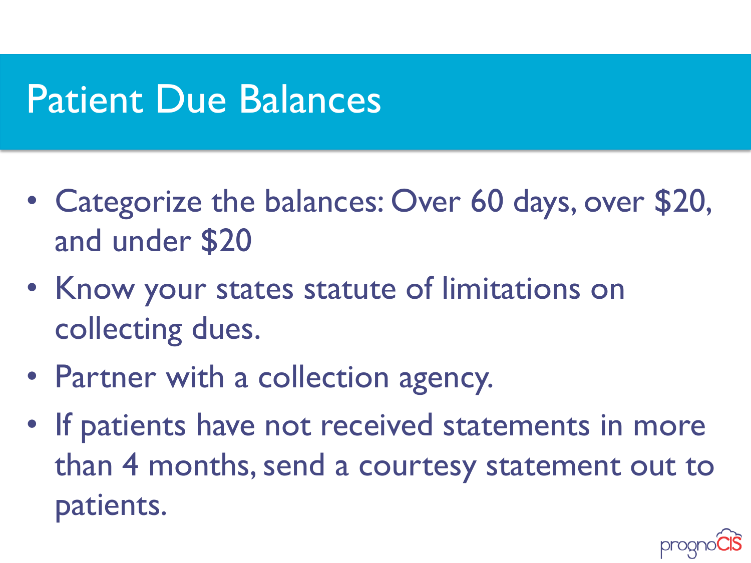# Patient Due Balances

- Categorize the balances: Over 60 days, over $20, and under $20
- Know your states statute of limitations on collecting dues.
- Partner with a collection agency.
- If patients have not received statements in more than 4 months, send a courtesy statement out to patients.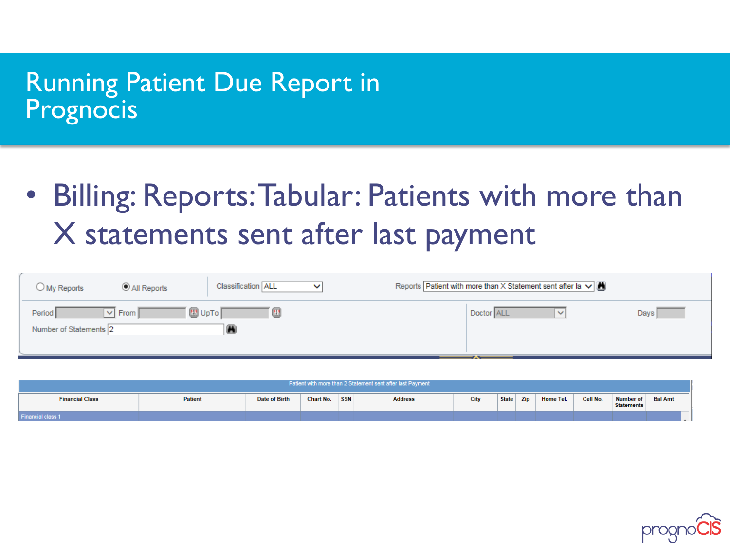# Running Patient Due Report in Prognocis

- Billing: Reports: Tabular: Patients with more than X statements sent after last payment

My Reports | All Reports | Classification ALL | Reports Patient with more than X Statement sent after la

Period | From | UpTo | Doctor ALL | Days

Number of Statements 2

Patient with more than 2 Statement sent after last Payment

| Financial Class | Patient | Date of Birth | Chart No. | SSN | Address | City | State | Zip | Home Tel. | Cell No. | Number of Statements | Bal Amt |
|---|---|---|---|---|---|---|---|---|---|---|---|---|
| Financial class 1 | | | | | | | | | | | | |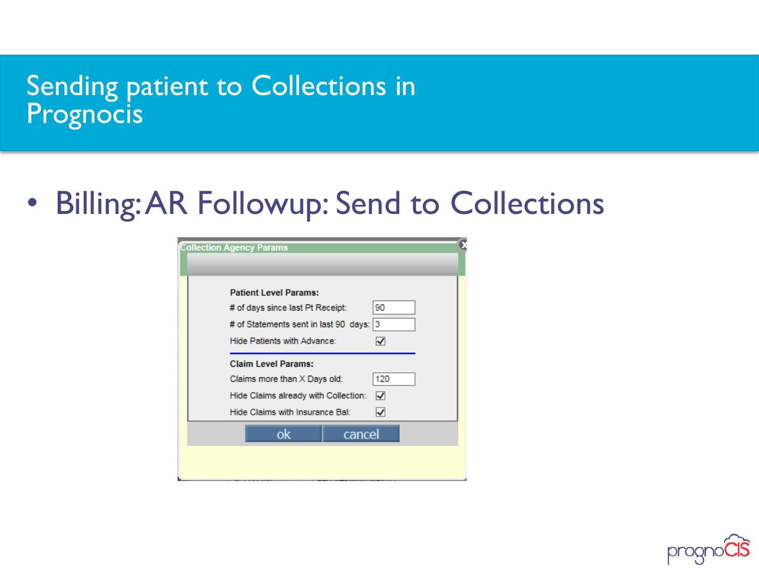# Sending patient to Collections in Prognocis

- Billing: AR Followup: Send to Collections

**Collection Agency Params**

**Patient Level Params:**

# of days since last Pt Receipt: 90

# of Statements sent in last 90 days: 3

Hide Patients with Advance: ☑

**Claim Level Params:**

Claims more than X Days old: 120

Hide Claims already with Collection: ☑

Hide Claims with Insurance Bal: ☑

ok | cancel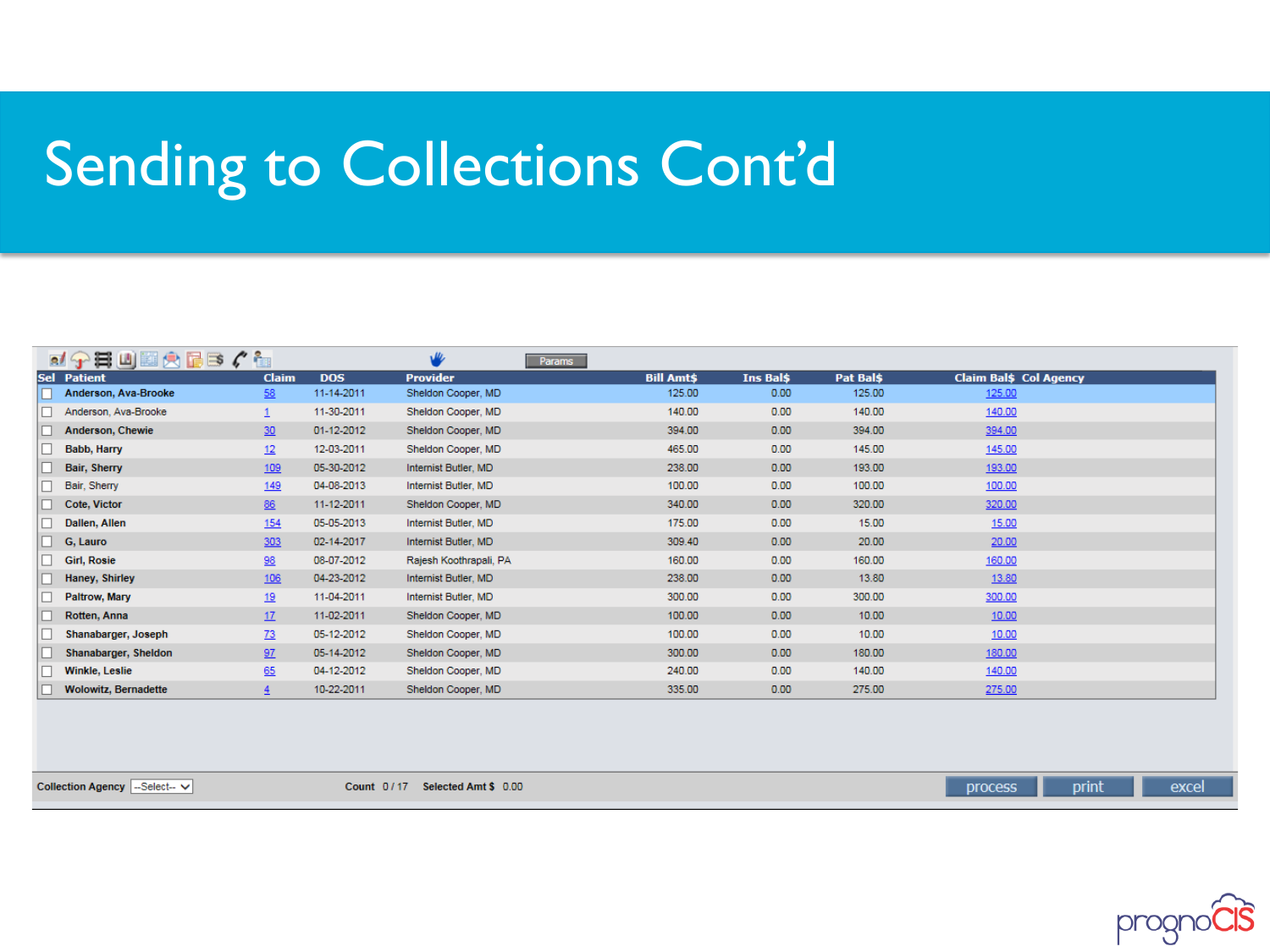# Sending to Collections Cont'd

| Sel | Patient | Claim | DOS | Provider | Bill Amt$ | Ins Bal$ | Pat Bal$ | Claim Bal$ | Col Agency |
|---|---|---|---|---|---|---|---|---|---|
| ☐ | Anderson, Ava-Brooke | 58 | 11-14-2011 | Sheldon Cooper, MD | 125.00 | 0.00 | 125.00 | 125.00 | |
| ☐ | Anderson, Ava-Brooke | 1 | 11-30-2011 | Sheldon Cooper, MD | 140.00 | 0.00 | 140.00 | 140.00 | |
| ☐ | Anderson, Chewie | 30 | 01-12-2012 | Sheldon Cooper, MD | 394.00 | 0.00 | 394.00 | 394.00 | |
| ☐ | Babb, Harry | 12 | 12-03-2011 | Sheldon Cooper, MD | 465.00 | 0.00 | 145.00 | 145.00 | |
| ☐ | Bair, Sherry | 109 | 05-30-2012 | Internist Butler, MD | 238.00 | 0.00 | 193.00 | 193.00 | |
| ☐ | Bair, Sherry | 149 | 04-08-2013 | Internist Butler, MD | 100.00 | 0.00 | 100.00 | 100.00 | |
| ☐ | Cote, Victor | 86 | 11-12-2011 | Sheldon Cooper, MD | 340.00 | 0.00 | 320.00 | 320.00 | |
| ☐ | Dallen, Allen | 154 | 05-05-2013 | Internist Butler, MD | 175.00 | 0.00 | 15.00 | 15.00 | |
| ☐ | G, Lauro | 303 | 02-14-2017 | Internist Butler, MD | 309.40 | 0.00 | 20.00 | 20.00 | |
| ☐ | Girl, Rosie | 98 | 08-07-2012 | Rajesh Koothrapali, PA | 160.00 | 0.00 | 160.00 | 160.00 | |
| ☐ | Haney, Shirley | 106 | 04-23-2012 | Internist Butler, MD | 238.00 | 0.00 | 13.80 | 13.80 | |
| ☐ | Paltrow, Mary | 19 | 11-04-2011 | Internist Butler, MD | 300.00 | 0.00 | 300.00 | 300.00 | |
| ☐ | Rotten, Anna | 17 | 11-02-2011 | Sheldon Cooper, MD | 100.00 | 0.00 | 10.00 | 10.00 | |
| ☐ | Shanabarger, Joseph | 73 | 05-12-2012 | Sheldon Cooper, MD | 100.00 | 0.00 | 10.00 | 10.00 | |
| ☐ | Shanabarger, Sheldon | 97 | 05-14-2012 | Sheldon Cooper, MD | 300.00 | 0.00 | 180.00 | 180.00 | |
| ☐ | Winkle, Leslie | 65 | 04-12-2012 | Sheldon Cooper, MD | 240.00 | 0.00 | 140.00 | 140.00 | |
| ☐ | Wolowitz, Bernadette | 4 | 10-22-2011 | Sheldon Cooper, MD | 335.00 | 0.00 | 275.00 | 275.00 | |

Collection Agency --Select-- Count 0 / 17 Selected Amt $ 0.00

process print excel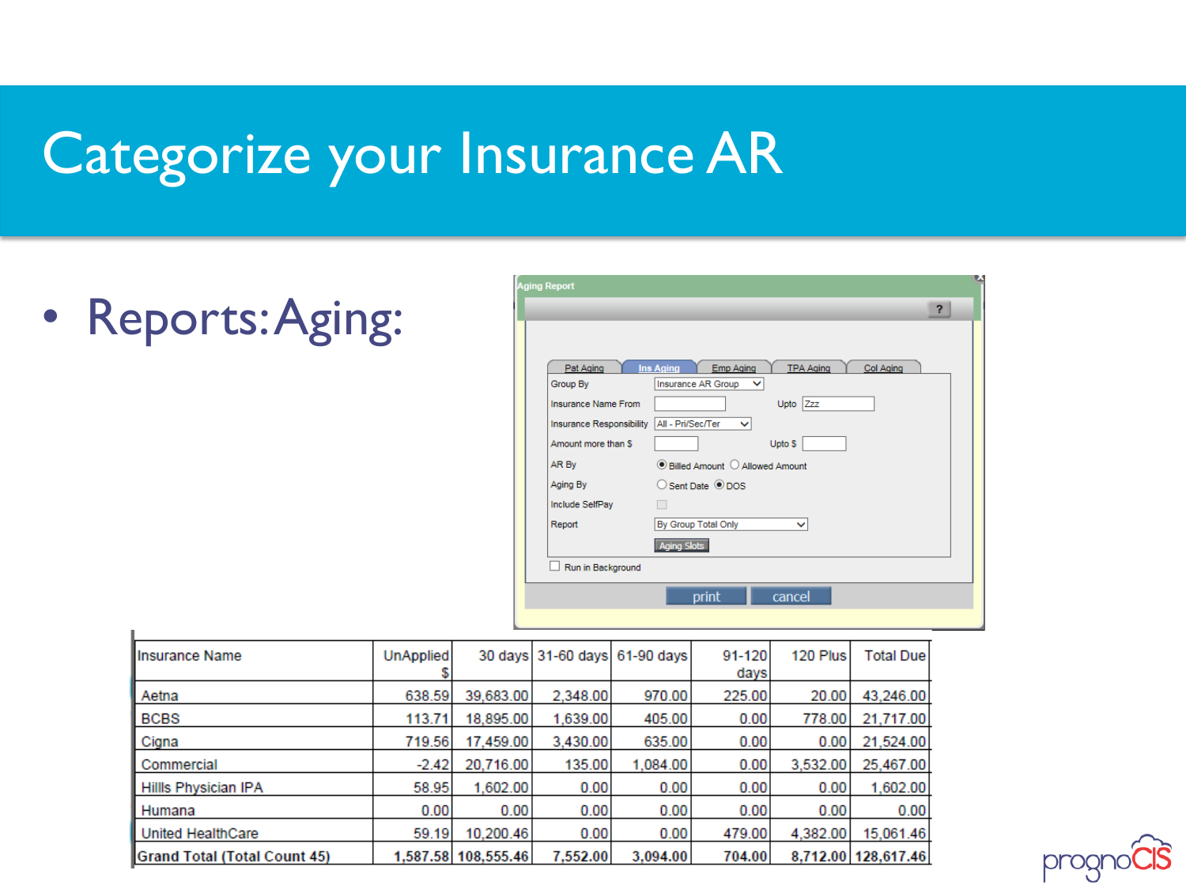# Categorize your Insurance AR

- Reports: Aging:

Aging Report

Pat Aging | Ins Aging | Emp Aging | TPA Aging | Col Aging

Group By: Insurance AR Group

Insurance Name From: ___ Upto: Zzz

Insurance Responsibility: All - Pri/Sec/Ter

Amount more than $: ___ Upto $: ___

AR By: (•) Billed Amount ( ) Allowed Amount

Aging By: ( ) Sent Date (•) DOS

Include SelfPay: [ ]

Report: By Group Total Only

Aging Slots

[ ] Run in Background

print | cancel

| Insurance Name | UnApplied $ | 30 days | 31-60 days | 61-90 days | 91-120 days | 120 Plus | Total Due |
|---|---|---|---|---|---|---|---|
| Aetna | 638.59 | 39,683.00 | 2,348.00 | 970.00 | 225.00 | 20.00 | 43,246.00 |
| BCBS | 113.71 | 18,895.00 | 1,639.00 | 405.00 | 0.00 | 778.00 | 21,717.00 |
| Cigna | 719.56 | 17,459.00 | 3,430.00 | 635.00 | 0.00 | 0.00 | 21,524.00 |
| Commercial | -2.42 | 20,716.00 | 135.00 | 1,084.00 | 0.00 | 3,532.00 | 25,467.00 |
| Hillls Physician IPA | 58.95 | 1,602.00 | 0.00 | 0.00 | 0.00 | 0.00 | 1,602.00 |
| Humana | 0.00 | 0.00 | 0.00 | 0.00 | 0.00 | 0.00 | 0.00 |
| United HealthCare | 59.19 | 10,200.46 | 0.00 | 0.00 | 479.00 | 4,382.00 | 15,061.46 |
| Grand Total (Total Count 45) | 1,587.58 | 108,555.46 | 7,552.00 | 3,094.00 | 704.00 | 8,712.00 | 128,617.46 |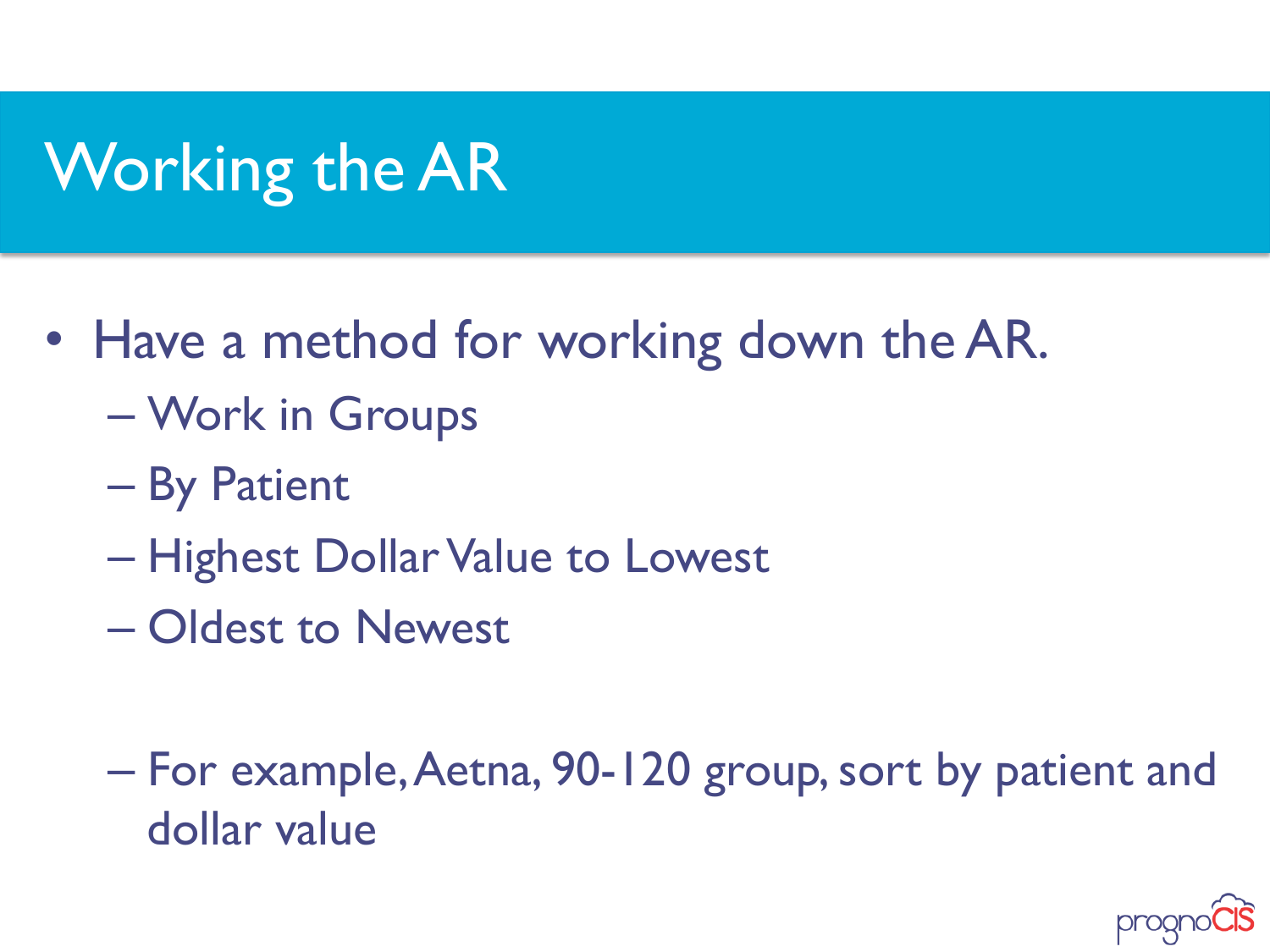# Working the AR

- Have a method for working down the AR.
  - Work in Groups
  - By Patient
  - Highest Dollar Value to Lowest
  - Oldest to Newest

  - For example, Aetna, 90-120 group, sort by patient and dollar value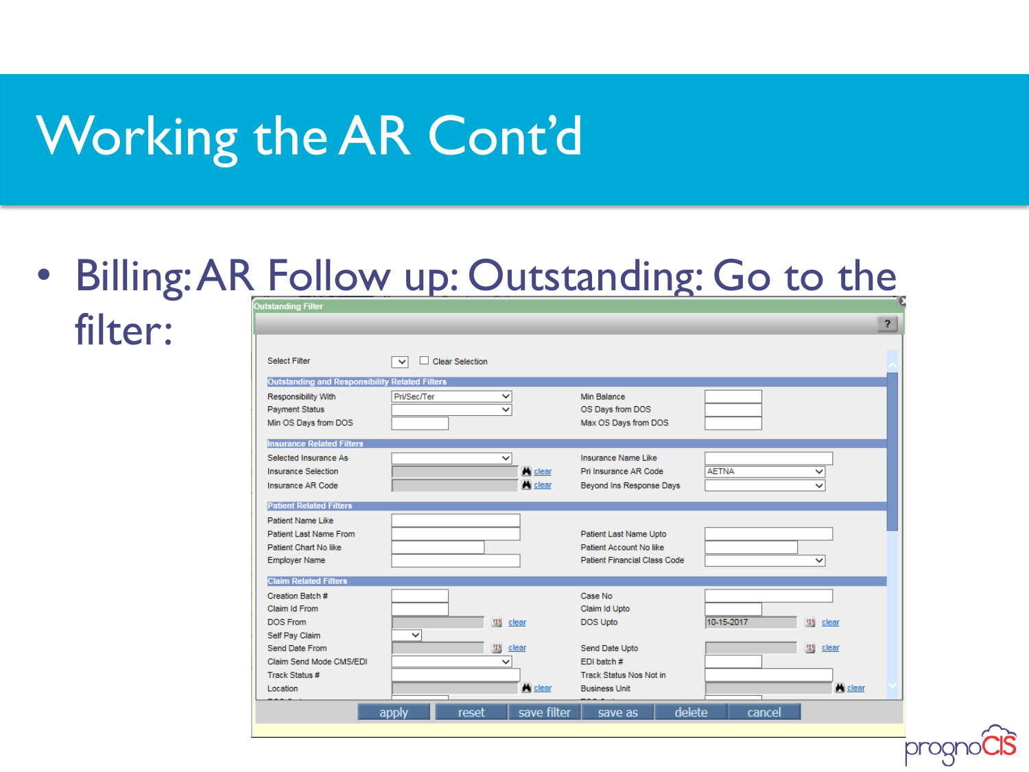# Working the AR Cont'd

- Billing: AR Follow up: Outstanding: Go to the filter:

Outstanding Filter

Select Filter | Clear Selection

**Outstanding and Responsibility Related Filters**

| | | | |
|---|---|---|---|
| Responsibility With | Pri/Sec/Ter | Min Balance | |
| Payment Status | | OS Days from DOS | |
| Min OS Days from DOS | | Max OS Days from DOS | |

**Insurance Related Filters**

| | | | |
|---|---|---|---|
| Selected Insurance As | | Insurance Name Like | |
| Insurance Selection | clear | Pri Insurance AR Code | AETNA |
| Insurance AR Code | clear | Beyond Ins Response Days | |

**Patient Related Filters**

| | | | |
|---|---|---|---|
| Patient Name Like | | | |
| Patient Last Name From | | Patient Last Name Upto | |
| Patient Chart No like | | Patient Account No like | |
| Employer Name | | Patient Financial Class Code | |

**Claim Related Filters**

| | | | |
|---|---|---|---|
| Creation Batch # | | Case No | |
| Claim Id From | | Claim Id Upto | |
| DOS From | clear | DOS Upto | 10-15-2017 clear |
| Self Pay Claim | | | |
| Send Date From | clear | Send Date Upto | clear |
| Claim Send Mode CMS/EDI | | EDI batch # | |
| Track Status # | | Track Status Nos Not in | |
| Location | clear | Business Unit | clear |

apply | reset | save filter | save as | delete | cancel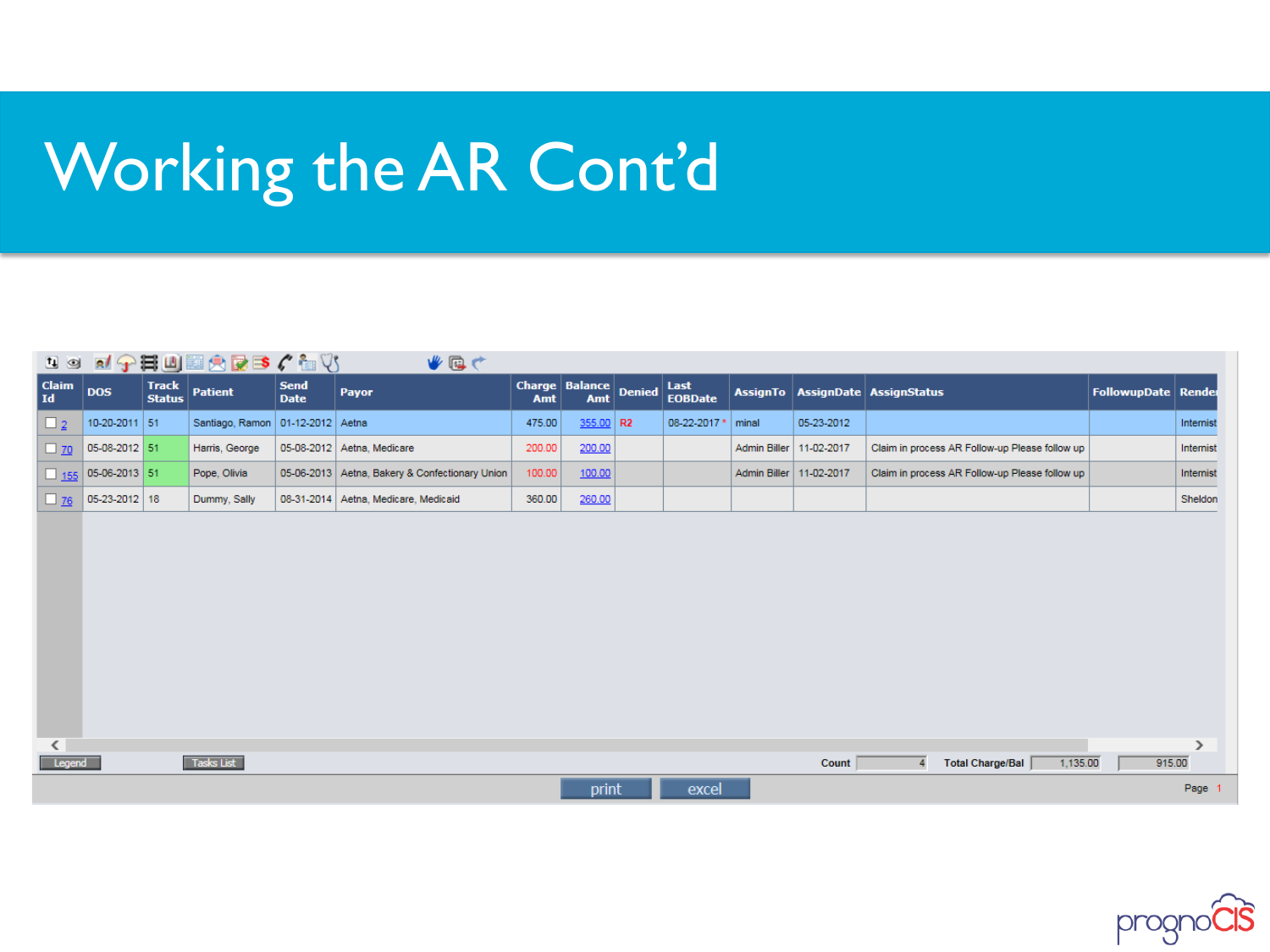# Working the AR Cont'd

| Claim Id | DOS | Track Status | Patient | Send Date | Payor | Charge Amt | Balance Amt | Denied | Last EOBDate | AssignTo | AssignDate | AssignStatus | FollowupDate | Render |
|---|---|---|---|---|---|---|---|---|---|---|---|---|---|---|
| 2 | 10-20-2011 | 51 | Santiago, Ramon | 01-12-2012 | Aetna | 475.00 | 355.00 | R2 | 08-22-2017 * | minal | 05-23-2012 | | | Internist |
| 70 | 05-08-2012 | 51 | Harris, George | 05-08-2012 | Aetna, Medicare | 200.00 | 200.00 | | | Admin Biller | 11-02-2017 | Claim in process AR Follow-up Please follow up | | Internist |
| 155 | 05-06-2013 | 51 | Pope, Olivia | 05-06-2013 | Aetna, Bakery & Confectionary Union | 100.00 | 100.00 | | | Admin Biller | 11-02-2017 | Claim in process AR Follow-up Please follow up | | Internist |
| 76 | 05-23-2012 | 18 | Dummy, Sally | 08-31-2014 | Aetna, Medicare, Medicaid | 360.00 | 260.00 | | | | | | | Sheldon |

Legend | Tasks List | Count 4 | Total Charge/Bal 1,135.00 | 915.00

print | excel

Page 1

prognoCIS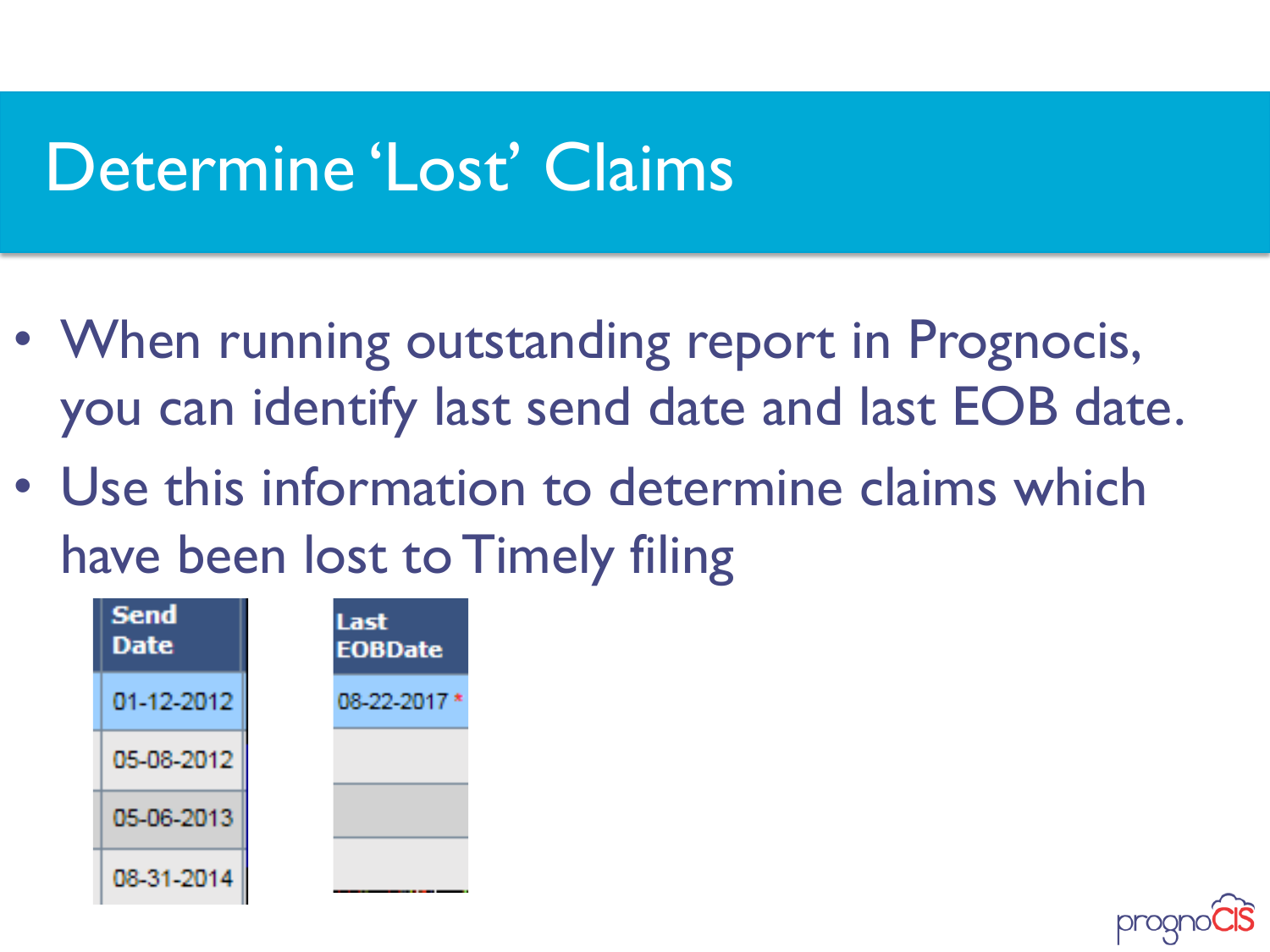# Determine 'Lost' Claims

- When running outstanding report in Prognocis, you can identify last send date and last EOB date.
- Use this information to determine claims which have been lost to Timely filing

| Send Date |
|---|
| 01-12-2012 |
| 05-08-2012 |
| 05-06-2013 |
| 08-31-2014 |

| Last EOBDate |
|---|
| 08-22-2017 * |
| |
| |
| |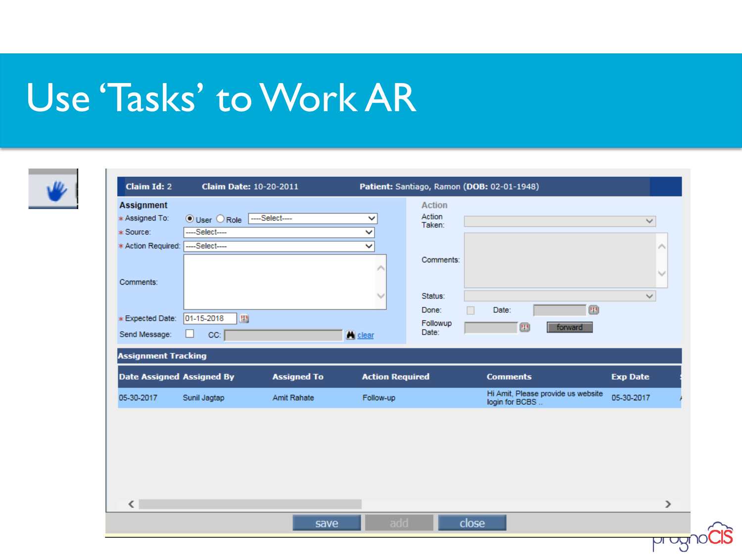# Use 'Tasks' to Work AR

**Claim Id:** 2 **Claim Date:** 10-20-2011 **Patient:** Santiago, Ramon (**DOB:** 02-01-1948)

**Assignment**

- * Assigned To: User / Role ----Select----
- * Source: ----Select----
- * Action Required: ----Select----
- Comments:
- * Expected Date: 01-15-2018
- Send Message: CC: clear

**Action**

- Action Taken:
- Comments:
- Status:
- Done: Date:
- Followup Date: forward

**Assignment Tracking**

| Date Assigned | Assigned By | Assigned To | Action Required | Comments | Exp Date |
|---|---|---|---|---|---|
| 05-30-2017 | Sunil Jagtap | Amit Rahate | Follow-up | Hi Amit, Please provide us website login for BCBS .. | 05-30-2017 |

save add close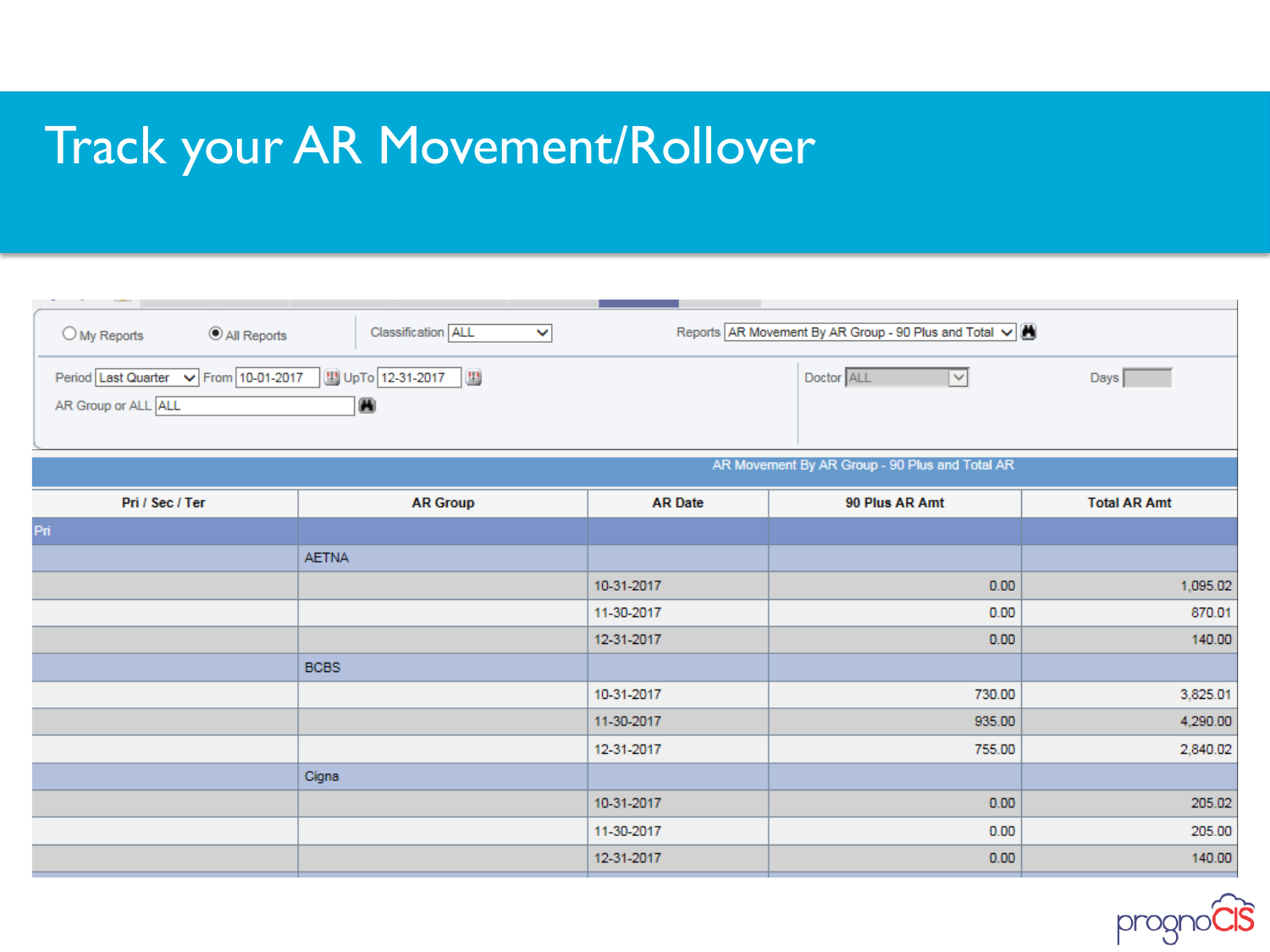# Track your AR Movement/Rollover

My Reports | All Reports | Classification: ALL | Reports: AR Movement By AR Group - 90 Plus and Total

Period: Last Quarter | From: 10-01-2017 | UpTo: 12-31-2017 | Doctor: ALL | Days:

AR Group or ALL: ALL

**AR Movement By AR Group - 90 Plus and Total AR**

| Pri / Sec / Ter | AR Group | AR Date | 90 Plus AR Amt | Total AR Amt |
|---|---|---|---|---|
| Pri | | | | |
| | AETNA | | | |
| | | 10-31-2017 | 0.00 | 1,095.02 |
| | | 11-30-2017 | 0.00 | 870.01 |
| | | 12-31-2017 | 0.00 | 140.00 |
| | BCBS | | | |
| | | 10-31-2017 | 730.00 | 3,825.01 |
| | | 11-30-2017 | 935.00 | 4,290.00 |
| | | 12-31-2017 | 755.00 | 2,840.02 |
| | Cigna | | | |
| | | 10-31-2017 | 0.00 | 205.02 |
| | | 11-30-2017 | 0.00 | 205.00 |
| | | 12-31-2017 | 0.00 | 140.00 |

prognoCIS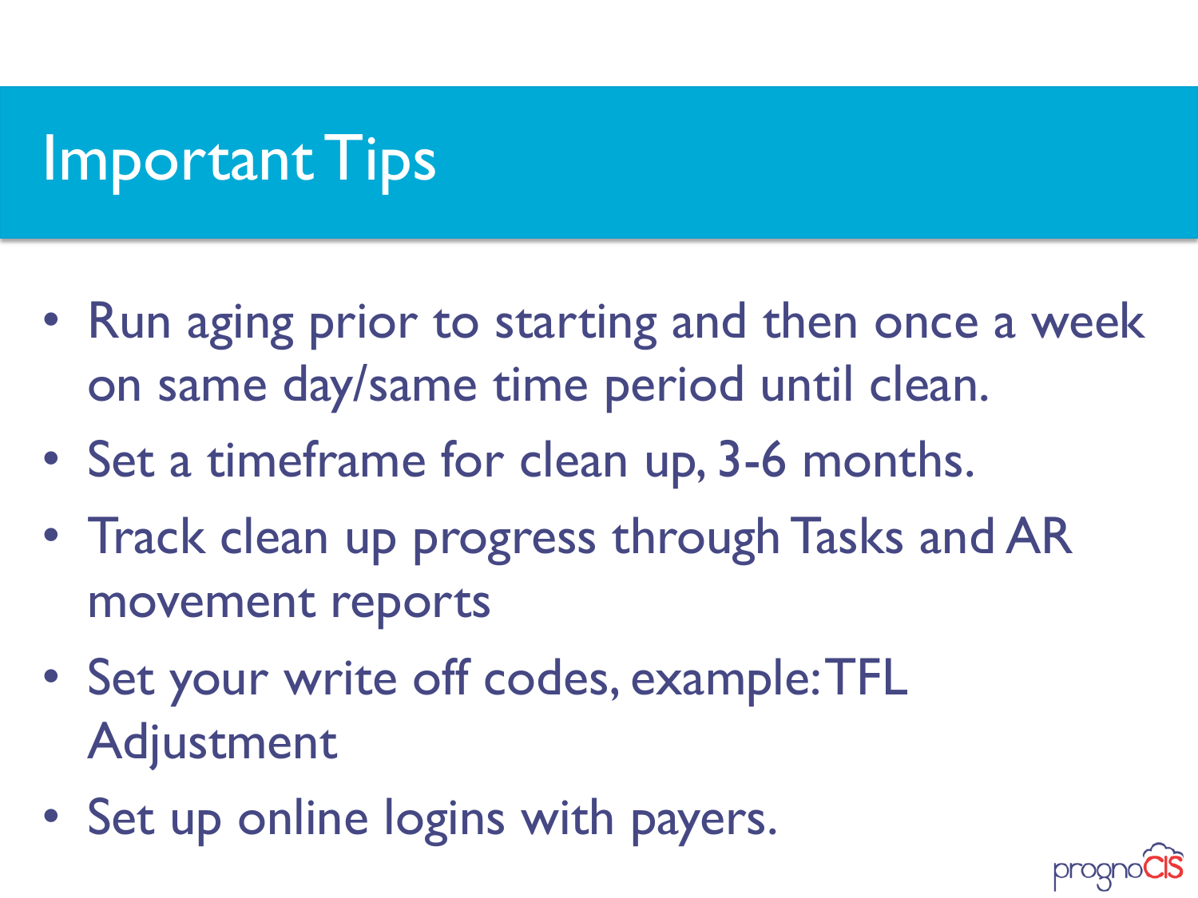# Important Tips

- Run aging prior to starting and then once a week on same day/same time period until clean.
- Set a timeframe for clean up, 3-6 months.
- Track clean up progress through Tasks and AR movement reports
- Set your write off codes, example: TFL Adjustment
- Set up online logins with payers.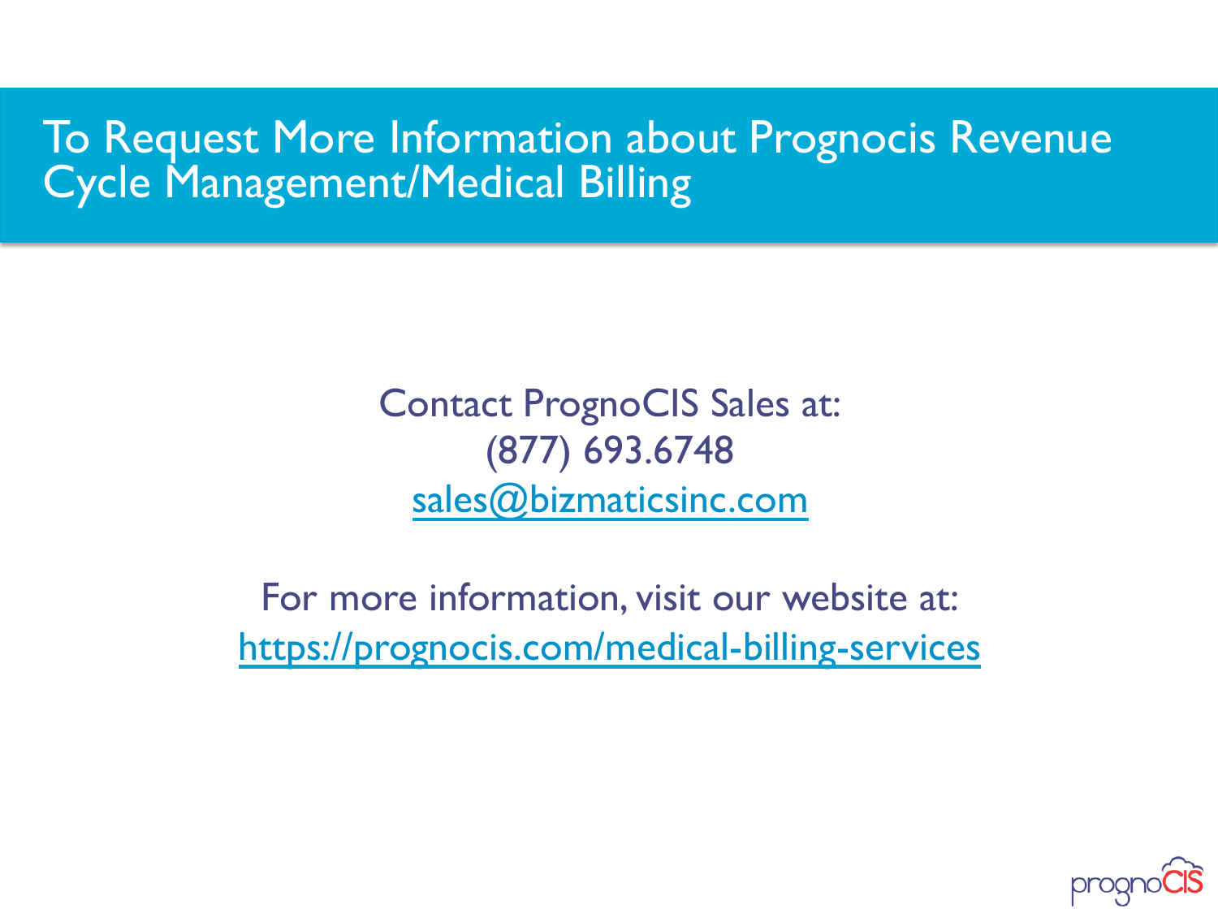# To Request More Information about Prognocis Revenue Cycle Management/Medical Billing

Contact PrognoCIS Sales at:
(877) 693.6748
sales@bizmaticsinc.com

For more information, visit our website at:
https://prognocis.com/medical-billing-services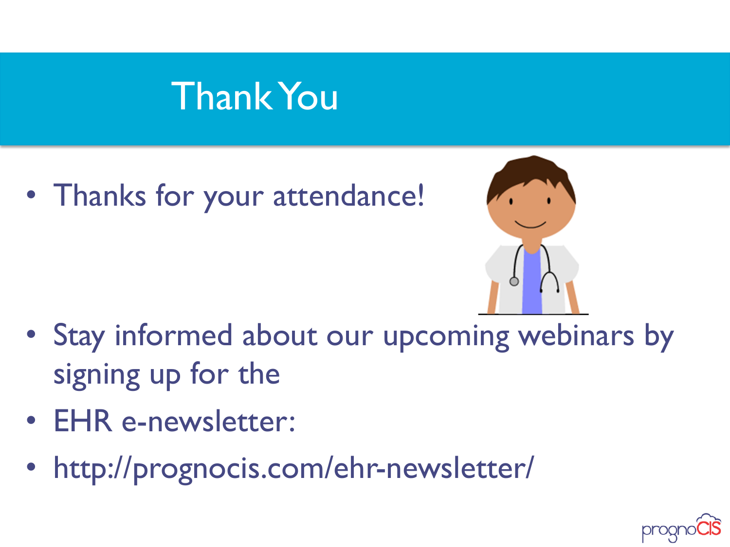# Thank You

- Thanks for your attendance!
- Stay informed about our upcoming webinars by signing up for the
- EHR e-newsletter:
- http://prognocis.com/ehr-newsletter/